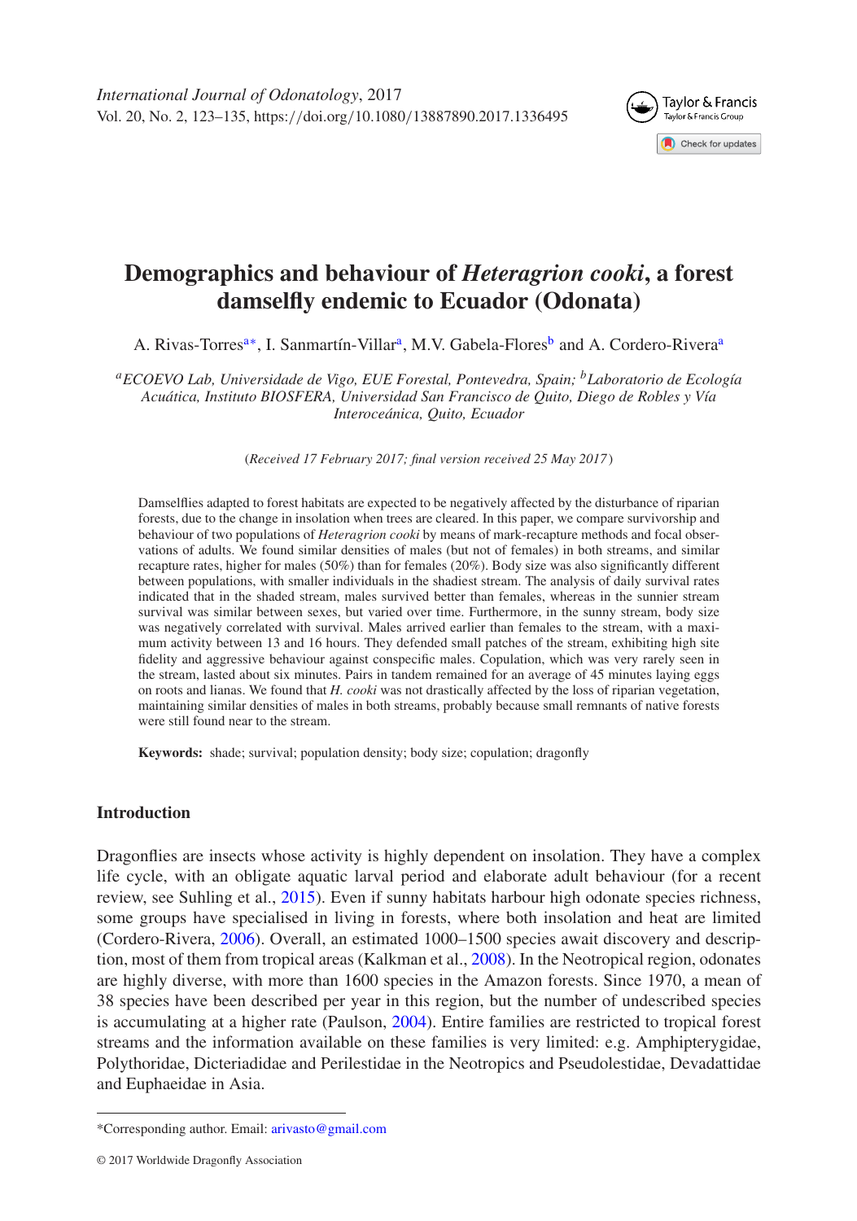# Demographics and behaviour of *Heteragrion cooki*, a forest damselfly endemic to Ecuador (Odonata)

A. Rivas-Torres[a*], I. Sanmartín-Villar[a], M.V. Gabela-Flores[b] and A. Cordero-Rivera[a]

[a]*ECOEVO Lab, Universidade de Vigo, EUE Forestal, Pontevedra, Spain;* [b]*Laboratorio de Ecología Acuática, Instituto BIOSFERA, Universidad San Francisco de Quito, Diego de Robles y Vía Interoceánica, Quito, Ecuador*

(*Received 17 February 2017; final version received 25 May 2017*)

Damselflies adapted to forest habitats are expected to be negatively affected by the disturbance of riparian forests, due to the change in insolation when trees are cleared. In this paper, we compare survivorship and behaviour of two populations of *Heteragrion cooki* by means of mark-recapture methods and focal observations of adults. We found similar densities of males (but not of females) in both streams, and similar recapture rates, higher for males (50%) than for females (20%). Body size was also significantly different between populations, with smaller individuals in the shadiest stream. The analysis of daily survival rates indicated that in the shaded stream, males survived better than females, whereas in the sunnier stream survival was similar between sexes, but varied over time. Furthermore, in the sunny stream, body size was negatively correlated with survival. Males arrived earlier than females to the stream, with a maximum activity between 13 and 16 hours. They defended small patches of the stream, exhibiting high site fidelity and aggressive behaviour against conspecific males. Copulation, which was very rarely seen in the stream, lasted about six minutes. Pairs in tandem remained for an average of 45 minutes laying eggs on roots and lianas. We found that *H. cooki* was not drastically affected by the loss of riparian vegetation, maintaining similar densities of males in both streams, probably because small remnants of native forests were still found near to the stream.

**Keywords:** shade; survival; population density; body size; copulation; dragonfly

## Introduction

Dragonflies are insects whose activity is highly dependent on insolation. They have a complex life cycle, with an obligate aquatic larval period and elaborate adult behaviour (for a recent review, see Suhling et al., 2015). Even if sunny habitats harbour high odonate species richness, some groups have specialised in living in forests, where both insolation and heat are limited (Cordero-Rivera, 2006). Overall, an estimated 1000–1500 species await discovery and description, most of them from tropical areas (Kalkman et al., 2008). In the Neotropical region, odonates are highly diverse, with more than 1600 species in the Amazon forests. Since 1970, a mean of 38 species have been described per year in this region, but the number of undescribed species is accumulating at a higher rate (Paulson, 2004). Entire families are restricted to tropical forest streams and the information available on these families is very limited: e.g. Amphipterygidae, Polythoridae, Dicteriadidae and Perilestidae in the Neotropics and Pseudolestidae, Devadattidae and Euphaeidae in Asia.

*Corresponding author. Email: arivasto@gmail.com

© 2017 Worldwide Dragonfly Association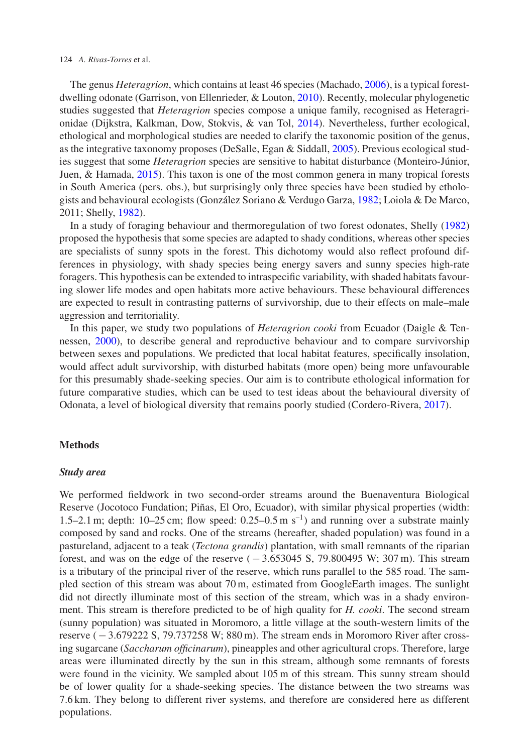The genus *Heteragrion*, which contains at least 46 species (Machado, 2006), is a typical forest-dwelling odonate (Garrison, von Ellenrieder, & Louton, 2010). Recently, molecular phylogenetic studies suggested that *Heteragrion* species compose a unique family, recognised as Heteragrionidae (Dijkstra, Kalkman, Dow, Stokvis, & van Tol, 2014). Nevertheless, further ecological, ethological and morphological studies are needed to clarify the taxonomic position of the genus, as the integrative taxonomy proposes (DeSalle, Egan & Siddall, 2005). Previous ecological studies suggest that some *Heteragrion* species are sensitive to habitat disturbance (Monteiro-Júnior, Juen, & Hamada, 2015). This taxon is one of the most common genera in many tropical forests in South America (pers. obs.), but surprisingly only three species have been studied by ethologists and behavioural ecologists (González Soriano & Verdugo Garza, 1982; Loiola & De Marco, 2011; Shelly, 1982).

In a study of foraging behaviour and thermoregulation of two forest odonates, Shelly (1982) proposed the hypothesis that some species are adapted to shady conditions, whereas other species are specialists of sunny spots in the forest. This dichotomy would also reflect profound differences in physiology, with shady species being energy savers and sunny species high-rate foragers. This hypothesis can be extended to intraspecific variability, with shaded habitats favouring slower life modes and open habitats more active behaviours. These behavioural differences are expected to result in contrasting patterns of survivorship, due to their effects on male–male aggression and territoriality.

In this paper, we study two populations of *Heteragrion cooki* from Ecuador (Daigle & Tennessen, 2000), to describe general and reproductive behaviour and to compare survivorship between sexes and populations. We predicted that local habitat features, specifically insolation, would affect adult survivorship, with disturbed habitats (more open) being more unfavourable for this presumably shade-seeking species. Our aim is to contribute ethological information for future comparative studies, which can be used to test ideas about the behavioural diversity of Odonata, a level of biological diversity that remains poorly studied (Cordero-Rivera, 2017).

## Methods

### *Study area*

We performed fieldwork in two second-order streams around the Buenaventura Biological Reserve (Jocotoco Fundation; Piñas, El Oro, Ecuador), with similar physical properties (width: 1.5–2.1 m; depth: 10–25 cm; flow speed: 0.25–0.5 m $s^{-1}$) and running over a substrate mainly composed by sand and rocks. One of the streams (hereafter, shaded population) was found in a pastureland, adjacent to a teak (*Tectona grandis*) plantation, with small remnants of the riparian forest, and was on the edge of the reserve ($-3.653045$ S, 79.800495 W; 307 m). This stream is a tributary of the principal river of the reserve, which runs parallel to the 585 road. The sampled section of this stream was about 70 m, estimated from GoogleEarth images. The sunlight did not directly illuminate most of this section of the stream, which was in a shady environment. This stream is therefore predicted to be of high quality for *H. cooki*. The second stream (sunny population) was situated in Moromoro, a little village at the south-western limits of the reserve ($-3.679222$ S, 79.737258 W; 880 m). The stream ends in Moromoro River after crossing sugarcane (*Saccharum officinarum*), pineapples and other agricultural crops. Therefore, large areas were illuminated directly by the sun in this stream, although some remnants of forests were found in the vicinity. We sampled about 105 m of this stream. This sunny stream should be of lower quality for a shade-seeking species. The distance between the two streams was 7.6 km. They belong to different river systems, and therefore are considered here as different populations.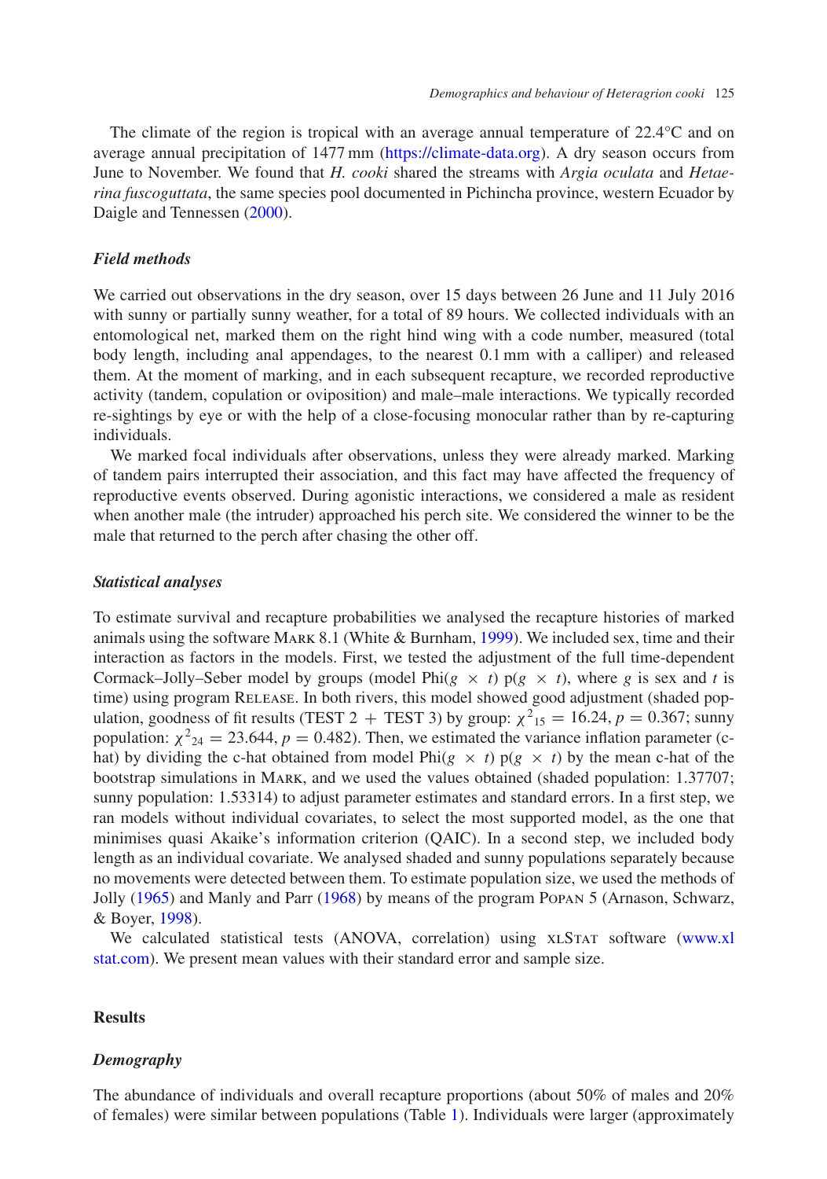The climate of the region is tropical with an average annual temperature of 22.4°C and on average annual precipitation of 1477 mm (https://climate-data.org). A dry season occurs from June to November. We found that *H. cooki* shared the streams with *Argia oculata* and *Hetaerina fuscoguttata*, the same species pool documented in Pichincha province, western Ecuador by Daigle and Tennessen (2000).

### *Field methods*

We carried out observations in the dry season, over 15 days between 26 June and 11 July 2016 with sunny or partially sunny weather, for a total of 89 hours. We collected individuals with an entomological net, marked them on the right hind wing with a code number, measured (total body length, including anal appendages, to the nearest 0.1 mm with a calliper) and released them. At the moment of marking, and in each subsequent recapture, we recorded reproductive activity (tandem, copulation or oviposition) and male–male interactions. We typically recorded re-sightings by eye or with the help of a close-focusing monocular rather than by re-capturing individuals.

We marked focal individuals after observations, unless they were already marked. Marking of tandem pairs interrupted their association, and this fact may have affected the frequency of reproductive events observed. During agonistic interactions, we considered a male as resident when another male (the intruder) approached his perch site. We considered the winner to be the male that returned to the perch after chasing the other off.

### *Statistical analyses*

To estimate survival and recapture probabilities we analysed the recapture histories of marked animals using the software MARK 8.1 (White & Burnham, 1999). We included sex, time and their interaction as factors in the models. First, we tested the adjustment of the full time-dependent Cormack–Jolly–Seber model by groups (model Phi($g \times t$) p($g \times t$), where $g$ is sex and $t$ is time) using program RELEASE. In both rivers, this model showed good adjustment (shaded population, goodness of fit results (TEST 2 + TEST 3) by group: $\chi^2_{15} = 16.24$, $p = 0.367$; sunny population: $\chi^2_{24} = 23.644$, $p = 0.482$). Then, we estimated the variance inflation parameter (c-hat) by dividing the c-hat obtained from model Phi($g \times t$) p($g \times t$) by the mean c-hat of the bootstrap simulations in MARK, and we used the values obtained (shaded population: 1.37707; sunny population: 1.53314) to adjust parameter estimates and standard errors. In a first step, we ran models without individual covariates, to select the most supported model, as the one that minimises quasi Akaike's information criterion (QAIC). In a second step, we included body length as an individual covariate. We analysed shaded and sunny populations separately because no movements were detected between them. To estimate population size, we used the methods of Jolly (1965) and Manly and Parr (1968) by means of the program POPAN 5 (Arnason, Schwarz, & Boyer, 1998).

We calculated statistical tests (ANOVA, correlation) using XLSTAT software (www.xlstat.com). We present mean values with their standard error and sample size.

## Results

### *Demography*

The abundance of individuals and overall recapture proportions (about 50% of males and 20% of females) were similar between populations (Table 1). Individuals were larger (approximately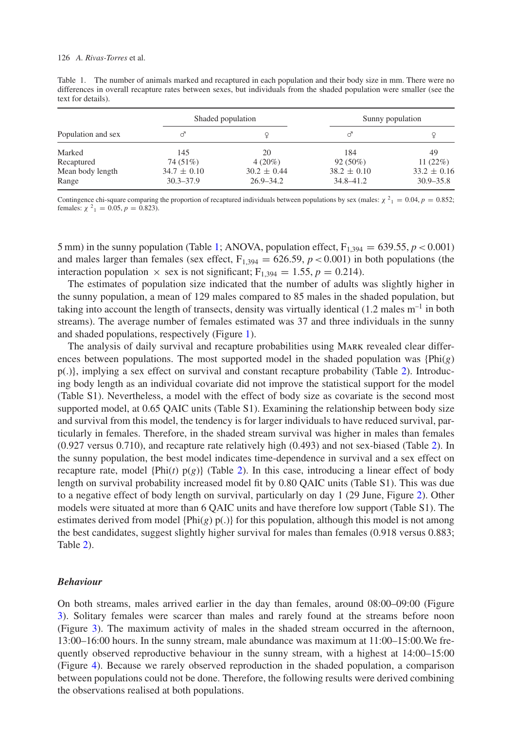Table 1. The number of animals marked and recaptured in each population and their body size in mm. There were no differences in overall recapture rates between sexes, but individuals from the shaded population were smaller (see the text for details).

| Population and sex | Shaded population | | Sunny population | |
|---|---|---|---|---|
| | ♂ | ♀ | ♂ | ♀ |
| Marked | 145 | 20 | 184 | 49 |
| Recaptured | 74 (51%) | 4 (20%) | 92 (50%) | 11 (22%) |
| Mean body length | 34.7 ± 0.10 | 30.2 ± 0.44 | 38.2 ± 0.10 | 33.2 ± 0.16 |
| Range | 30.3–37.9 | 26.9–34.2 | 34.8–41.2 | 30.9–35.8 |

Contingence chi-square comparing the proportion of recaptured individuals between populations by sex (males: $\chi^2_1 = 0.04$, $p = 0.852$; females: $\chi^2_1 = 0.05$, $p = 0.823$).

5 mm) in the sunny population (Table 1; ANOVA, population effect, $F_{1,394} = 639.55$, $p < 0.001$) and males larger than females (sex effect, $F_{1,394} = 626.59$, $p < 0.001$) in both populations (the interaction population × sex is not significant; $F_{1,394} = 1.55$, $p = 0.214$).

The estimates of population size indicated that the number of adults was slightly higher in the sunny population, a mean of 129 males compared to 85 males in the shaded population, but taking into account the length of transects, density was virtually identical (1.2 males $m^{-1}$ in both streams). The average number of females estimated was 37 and three individuals in the sunny and shaded populations, respectively (Figure 1).

The analysis of daily survival and recapture probabilities using MARK revealed clear differences between populations. The most supported model in the shaded population was {Phi(*g*) p(.)}, implying a sex effect on survival and constant recapture probability (Table 2). Introducing body length as an individual covariate did not improve the statistical support for the model (Table S1). Nevertheless, a model with the effect of body size as covariate is the second most supported model, at 0.65 QAIC units (Table S1). Examining the relationship between body size and survival from this model, the tendency is for larger individuals to have reduced survival, particularly in females. Therefore, in the shaded stream survival was higher in males than females (0.927 versus 0.710), and recapture rate relatively high (0.493) and not sex-biased (Table 2). In the sunny population, the best model indicates time-dependence in survival and a sex effect on recapture rate, model {Phi(*t*) p(*g*)} (Table 2). In this case, introducing a linear effect of body length on survival probability increased model fit by 0.80 QAIC units (Table S1). This was due to a negative effect of body length on survival, particularly on day 1 (29 June, Figure 2). Other models were situated at more than 6 QAIC units and have therefore low support (Table S1). The estimates derived from model {Phi(*g*) p(.)} for this population, although this model is not among the best candidates, suggest slightly higher survival for males than females (0.918 versus 0.883; Table 2).

### *Behaviour*

On both streams, males arrived earlier in the day than females, around 08:00–09:00 (Figure 3). Solitary females were scarcer than males and rarely found at the streams before noon (Figure 3). The maximum activity of males in the shaded stream occurred in the afternoon, 13:00–16:00 hours. In the sunny stream, male abundance was maximum at 11:00–15:00.We frequently observed reproductive behaviour in the sunny stream, with a highest at 14:00–15:00 (Figure 4). Because we rarely observed reproduction in the shaded population, a comparison between populations could not be done. Therefore, the following results were derived combining the observations realised at both populations.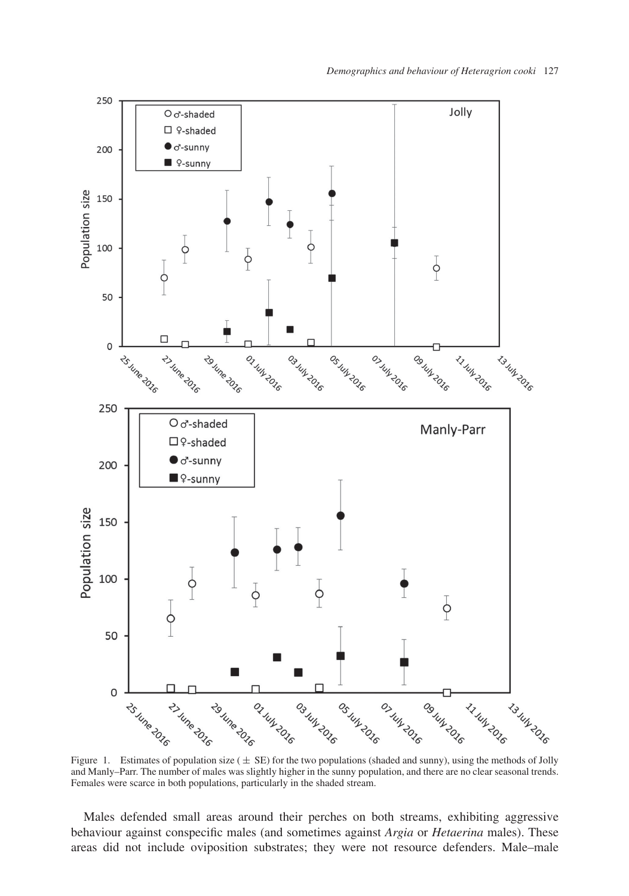Figure 1. Estimates of population size ( ± SE) for the two populations (shaded and sunny), using the methods of Jolly and Manly–Parr. The number of males was slightly higher in the sunny population, and there are no clear seasonal trends. Females were scarce in both populations, particularly in the shaded stream.

Males defended small areas around their perches on both streams, exhibiting aggressive behaviour against conspecific males (and sometimes against *Argia* or *Hetaerina* males). These areas did not include oviposition substrates; they were not resource defenders. Male–male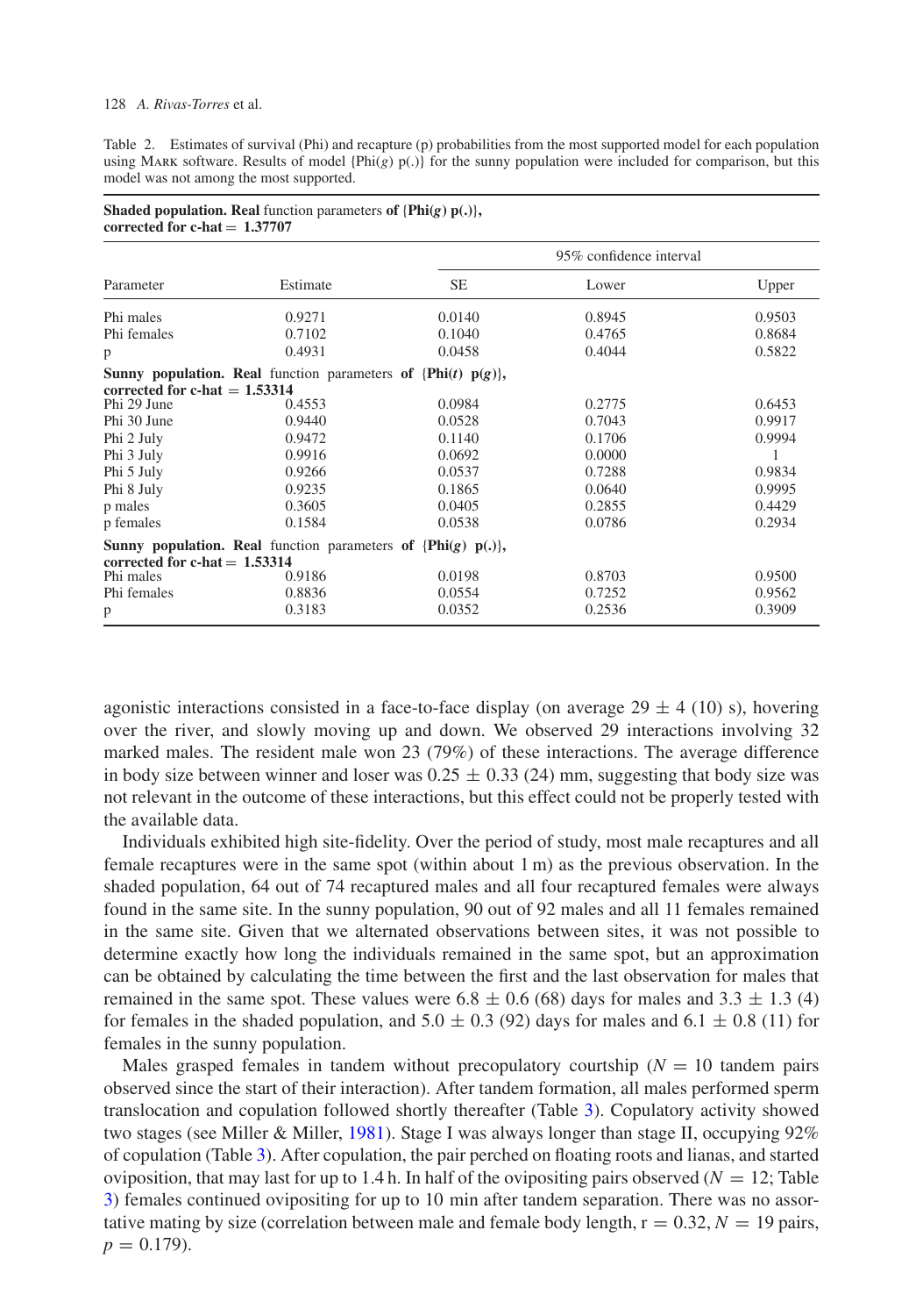Table 2. Estimates of survival (Phi) and recapture (p) probabilities from the most supported model for each population using MARK software. Results of model {Phi($g$) p(.)} for the sunny population were included for comparison, but this model was not among the most supported.

| Parameter | Estimate | SE | 95% confidence interval | |
|---|---|---|---|---|
| | | | Lower | Upper |
| **Shaded population. Real function parameters of {Phi($g$) p(.)}, corrected for c-hat = 1.37707** | | | | |
| Phi males | 0.9271 | 0.0140 | 0.8945 | 0.9503 |
| Phi females | 0.7102 | 0.1040 | 0.4765 | 0.8684 |
| p | 0.4931 | 0.0458 | 0.4044 | 0.5822 |
| **Sunny population. Real function parameters of {Phi($t$) p($g$)}, corrected for c-hat = 1.53314** | | | | |
| Phi 29 June | 0.4553 | 0.0984 | 0.2775 | 0.6453 |
| Phi 30 June | 0.9440 | 0.0528 | 0.7043 | 0.9917 |
| Phi 2 July | 0.9472 | 0.1140 | 0.1706 | 0.9994 |
| Phi 3 July | 0.9916 | 0.0692 | 0.0000 | 1 |
| Phi 5 July | 0.9266 | 0.0537 | 0.7288 | 0.9834 |
| Phi 8 July | 0.9235 | 0.1865 | 0.0640 | 0.9995 |
| p males | 0.3605 | 0.0405 | 0.2855 | 0.4429 |
| p females | 0.1584 | 0.0538 | 0.0786 | 0.2934 |
| **Sunny population. Real function parameters of {Phi($g$) p(.)}, corrected for c-hat = 1.53314** | | | | |
| Phi males | 0.9186 | 0.0198 | 0.8703 | 0.9500 |
| Phi females | 0.8836 | 0.0554 | 0.7252 | 0.9562 |
| p | 0.3183 | 0.0352 | 0.2536 | 0.3909 |

agonistic interactions consisted in a face-to-face display (on average 29 ± 4 (10) s), hovering over the river, and slowly moving up and down. We observed 29 interactions involving 32 marked males. The resident male won 23 (79%) of these interactions. The average difference in body size between winner and loser was 0.25 ± 0.33 (24) mm, suggesting that body size was not relevant in the outcome of these interactions, but this effect could not be properly tested with the available data.

Individuals exhibited high site-fidelity. Over the period of study, most male recaptures and all female recaptures were in the same spot (within about 1 m) as the previous observation. In the shaded population, 64 out of 74 recaptured males and all four recaptured females were always found in the same site. In the sunny population, 90 out of 92 males and all 11 females remained in the same site. Given that we alternated observations between sites, it was not possible to determine exactly how long the individuals remained in the same spot, but an approximation can be obtained by calculating the time between the first and the last observation for males that remained in the same spot. These values were 6.8 ± 0.6 (68) days for males and 3.3 ± 1.3 (4) for females in the shaded population, and 5.0 ± 0.3 (92) days for males and 6.1 ± 0.8 (11) for females in the sunny population.

Males grasped females in tandem without precopulatory courtship ($N = 10$ tandem pairs observed since the start of their interaction). After tandem formation, all males performed sperm translocation and copulation followed shortly thereafter (Table 3). Copulatory activity showed two stages (see Miller & Miller, 1981). Stage I was always longer than stage II, occupying 92% of copulation (Table 3). After copulation, the pair perched on floating roots and lianas, and started oviposition, that may last for up to 1.4 h. In half of the ovipositing pairs observed ($N = 12$; Table 3) females continued ovipositing for up to 10 min after tandem separation. There was no assortative mating by size (correlation between male and female body length, $r = 0.32$, $N = 19$ pairs, $p = 0.179$).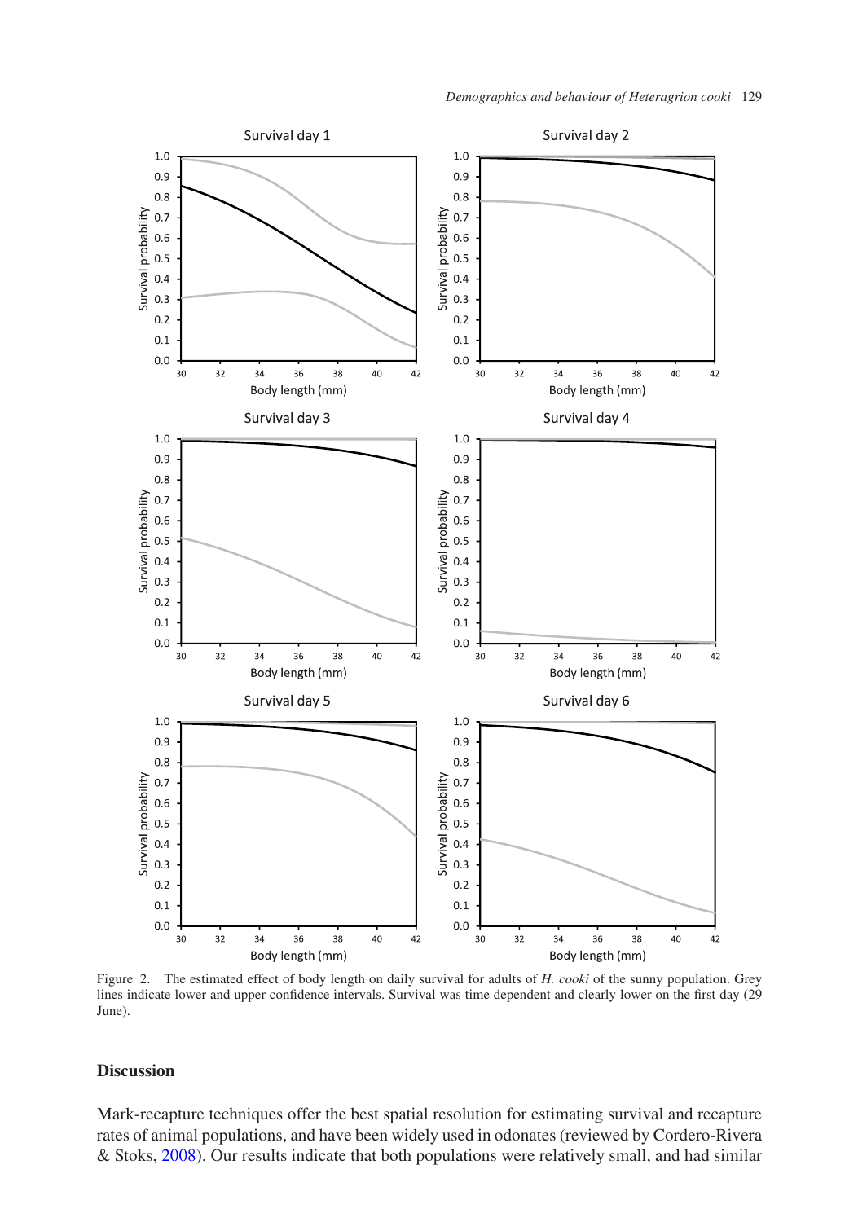Figure 2. The estimated effect of body length on daily survival for adults of *H. cooki* of the sunny population. Grey lines indicate lower and upper confidence intervals. Survival was time dependent and clearly lower on the first day (29 June).

## Discussion

Mark-recapture techniques offer the best spatial resolution for estimating survival and recapture rates of animal populations, and have been widely used in odonates (reviewed by Cordero-Rivera & Stoks, 2008). Our results indicate that both populations were relatively small, and had similar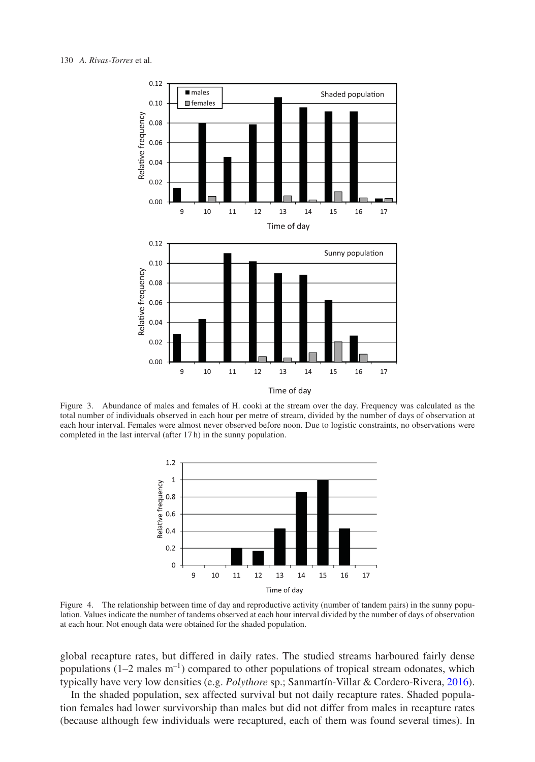Figure 3. Abundance of males and females of H. cooki at the stream over the day. Frequency was calculated as the total number of individuals observed in each hour per metre of stream, divided by the number of days of observation at each hour interval. Females were almost never observed before noon. Due to logistic constraints, no observations were completed in the last interval (after 17 h) in the sunny population.

Figure 4. The relationship between time of day and reproductive activity (number of tandem pairs) in the sunny population. Values indicate the number of tandems observed at each hour interval divided by the number of days of observation at each hour. Not enough data were obtained for the shaded population.

global recapture rates, but differed in daily rates. The studied streams harboured fairly dense populations (1–2 males $m^{-1}$) compared to other populations of tropical stream odonates, which typically have very low densities (e.g. *Polythore* sp.; Sanmartín-Villar & Cordero-Rivera, 2016).

In the shaded population, sex affected survival but not daily recapture rates. Shaded population females had lower survivorship than males but did not differ from males in recapture rates (because although few individuals were recaptured, each of them was found several times). In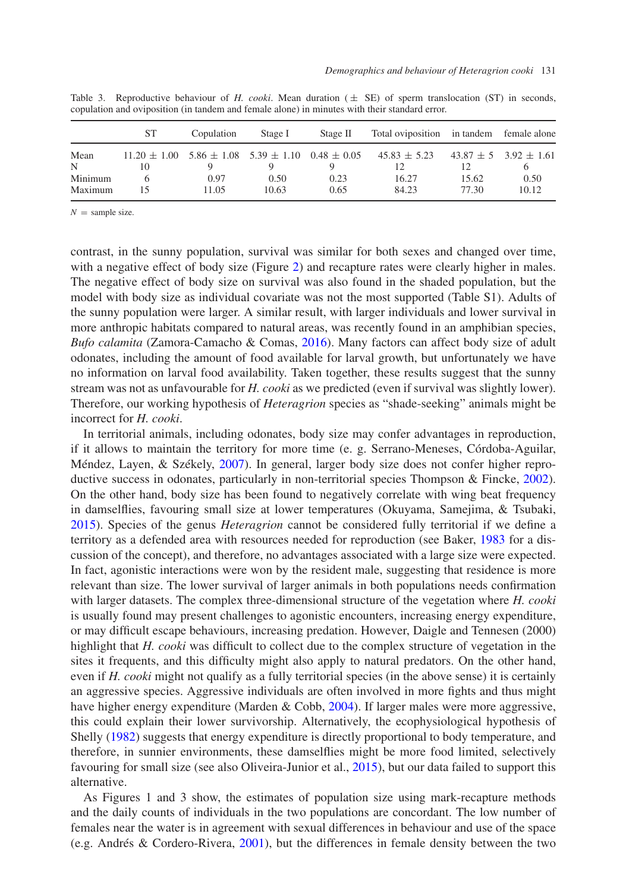Table 3. Reproductive behaviour of *H. cooki*. Mean duration (± SE) of sperm translocation (ST) in seconds, copulation and oviposition (in tandem and female alone) in minutes with their standard error.

| | ST | Copulation | Stage I | Stage II | Total oviposition | in tandem | female alone |
|---|---|---|---|---|---|---|---|
| Mean | 11.20 ± 1.00 | 5.86 ± 1.08 | 5.39 ± 1.10 | 0.48 ± 0.05 | 45.83 ± 5.23 | 43.87 ± 5 | 3.92 ± 1.61 |
| N | 10 | 9 | 9 | 9 | 12 | 12 | 6 |
| Minimum | 6 | 0.97 | 0.50 | 0.23 | 16.27 | 15.62 | 0.50 |
| Maximum | 15 | 11.05 | 10.63 | 0.65 | 84.23 | 77.30 | 10.12 |

$N$ = sample size.

contrast, in the sunny population, survival was similar for both sexes and changed over time, with a negative effect of body size (Figure 2) and recapture rates were clearly higher in males. The negative effect of body size on survival was also found in the shaded population, but the model with body size as individual covariate was not the most supported (Table S1). Adults of the sunny population were larger. A similar result, with larger individuals and lower survival in more anthropic habitats compared to natural areas, was recently found in an amphibian species, *Bufo calamita* (Zamora-Camacho & Comas, 2016). Many factors can affect body size of adult odonates, including the amount of food available for larval growth, but unfortunately we have no information on larval food availability. Taken together, these results suggest that the sunny stream was not as unfavourable for *H. cooki* as we predicted (even if survival was slightly lower). Therefore, our working hypothesis of *Heteragrion* species as "shade-seeking" animals might be incorrect for *H. cooki*.

In territorial animals, including odonates, body size may confer advantages in reproduction, if it allows to maintain the territory for more time (e. g. Serrano-Meneses, Córdoba-Aguilar, Méndez, Layen, & Székely, 2007). In general, larger body size does not confer higher reproductive success in odonates, particularly in non-territorial species Thompson & Fincke, 2002). On the other hand, body size has been found to negatively correlate with wing beat frequency in damselflies, favouring small size at lower temperatures (Okuyama, Samejima, & Tsubaki, 2015). Species of the genus *Heteragrion* cannot be considered fully territorial if we define a territory as a defended area with resources needed for reproduction (see Baker, 1983 for a discussion of the concept), and therefore, no advantages associated with a large size were expected. In fact, agonistic interactions were won by the resident male, suggesting that residence is more relevant than size. The lower survival of larger animals in both populations needs confirmation with larger datasets. The complex three-dimensional structure of the vegetation where *H. cooki* is usually found may present challenges to agonistic encounters, increasing energy expenditure, or may difficult escape behaviours, increasing predation. However, Daigle and Tennesen (2000) highlight that *H. cooki* was difficult to collect due to the complex structure of vegetation in the sites it frequents, and this difficulty might also apply to natural predators. On the other hand, even if *H. cooki* might not qualify as a fully territorial species (in the above sense) it is certainly an aggressive species. Aggressive individuals are often involved in more fights and thus might have higher energy expenditure (Marden & Cobb, 2004). If larger males were more aggressive, this could explain their lower survivorship. Alternatively, the ecophysiological hypothesis of Shelly (1982) suggests that energy expenditure is directly proportional to body temperature, and therefore, in sunnier environments, these damselflies might be more food limited, selectively favouring for small size (see also Oliveira-Junior et al., 2015), but our data failed to support this alternative.

As Figures 1 and 3 show, the estimates of population size using mark-recapture methods and the daily counts of individuals in the two populations are concordant. The low number of females near the water is in agreement with sexual differences in behaviour and use of the space (e.g. Andrés & Cordero-Rivera, 2001), but the differences in female density between the two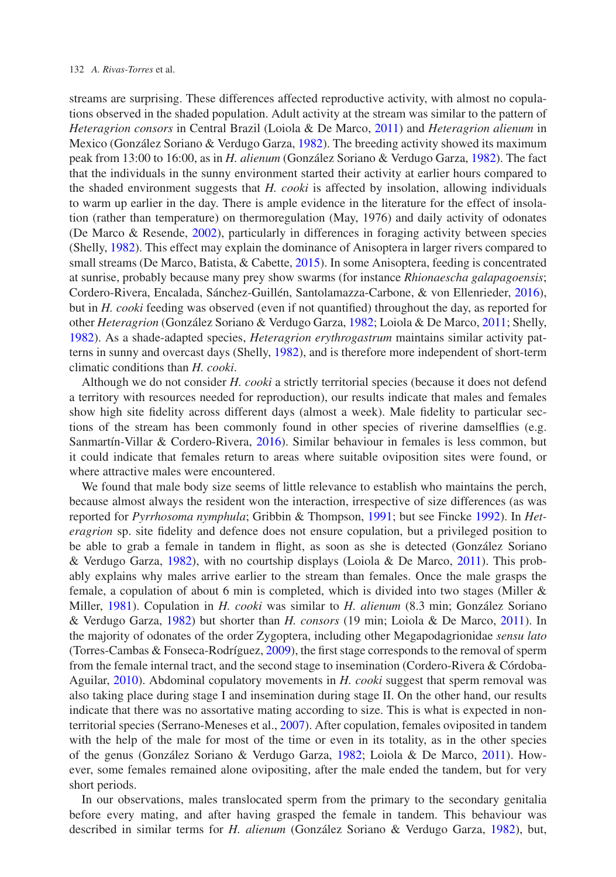streams are surprising. These differences affected reproductive activity, with almost no copulations observed in the shaded population. Adult activity at the stream was similar to the pattern of *Heteragrion consors* in Central Brazil (Loiola & De Marco, 2011) and *Heteragrion alienum* in Mexico (González Soriano & Verdugo Garza, 1982). The breeding activity showed its maximum peak from 13:00 to 16:00, as in *H. alienum* (González Soriano & Verdugo Garza, 1982). The fact that the individuals in the sunny environment started their activity at earlier hours compared to the shaded environment suggests that *H. cooki* is affected by insolation, allowing individuals to warm up earlier in the day. There is ample evidence in the literature for the effect of insolation (rather than temperature) on thermoregulation (May, 1976) and daily activity of odonates (De Marco & Resende, 2002), particularly in differences in foraging activity between species (Shelly, 1982). This effect may explain the dominance of Anisoptera in larger rivers compared to small streams (De Marco, Batista, & Cabette, 2015). In some Anisoptera, feeding is concentrated at sunrise, probably because many prey show swarms (for instance *Rhionaescha galapagoensis*; Cordero-Rivera, Encalada, Sánchez-Guillén, Santolamazza-Carbone, & von Ellenrieder, 2016), but in *H. cooki* feeding was observed (even if not quantified) throughout the day, as reported for other *Heteragrion* (González Soriano & Verdugo Garza, 1982; Loiola & De Marco, 2011; Shelly, 1982). As a shade-adapted species, *Heteragrion erythrogastrum* maintains similar activity patterns in sunny and overcast days (Shelly, 1982), and is therefore more independent of short-term climatic conditions than *H. cooki*.

Although we do not consider *H. cooki* a strictly territorial species (because it does not defend a territory with resources needed for reproduction), our results indicate that males and females show high site fidelity across different days (almost a week). Male fidelity to particular sections of the stream has been commonly found in other species of riverine damselflies (e.g. Sanmartín-Villar & Cordero-Rivera, 2016). Similar behaviour in females is less common, but it could indicate that females return to areas where suitable oviposition sites were found, or where attractive males were encountered.

We found that male body size seems of little relevance to establish who maintains the perch, because almost always the resident won the interaction, irrespective of size differences (as was reported for *Pyrrhosoma nymphula*; Gribbin & Thompson, 1991; but see Fincke 1992). In *Heteragrion* sp. site fidelity and defence does not ensure copulation, but a privileged position to be able to grab a female in tandem in flight, as soon as she is detected (González Soriano & Verdugo Garza, 1982), with no courtship displays (Loiola & De Marco, 2011). This probably explains why males arrive earlier to the stream than females. Once the male grasps the female, a copulation of about 6 min is completed, which is divided into two stages (Miller & Miller, 1981). Copulation in *H. cooki* was similar to *H. alienum* (8.3 min; González Soriano & Verdugo Garza, 1982) but shorter than *H. consors* (19 min; Loiola & De Marco, 2011). In the majority of odonates of the order Zygoptera, including other Megapodagrionidae *sensu lato* (Torres-Cambas & Fonseca-Rodríguez, 2009), the first stage corresponds to the removal of sperm from the female internal tract, and the second stage to insemination (Cordero-Rivera & Córdoba-Aguilar, 2010). Abdominal copulatory movements in *H. cooki* suggest that sperm removal was also taking place during stage I and insemination during stage II. On the other hand, our results indicate that there was no assortative mating according to size. This is what is expected in non-territorial species (Serrano-Meneses et al., 2007). After copulation, females oviposited in tandem with the help of the male for most of the time or even in its totality, as in the other species of the genus (González Soriano & Verdugo Garza, 1982; Loiola & De Marco, 2011). However, some females remained alone ovipositing, after the male ended the tandem, but for very short periods.

In our observations, males translocated sperm from the primary to the secondary genitalia before every mating, and after having grasped the female in tandem. This behaviour was described in similar terms for *H. alienum* (González Soriano & Verdugo Garza, 1982), but,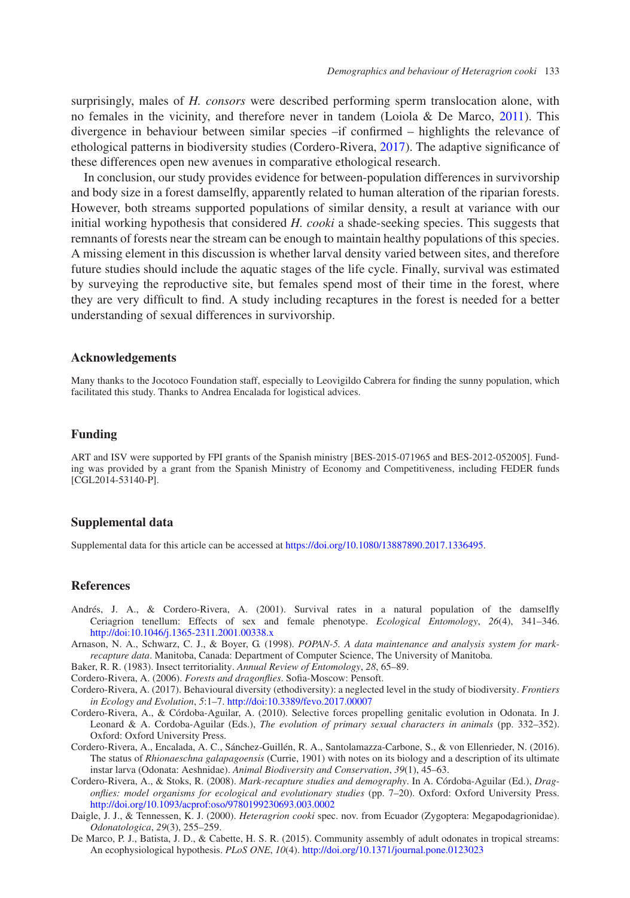surprisingly, males of *H. consors* were described performing sperm translocation alone, with no females in the vicinity, and therefore never in tandem (Loiola & De Marco, 2011). This divergence in behaviour between similar species –if confirmed – highlights the relevance of ethological patterns in biodiversity studies (Cordero-Rivera, 2017). The adaptive significance of these differences open new avenues in comparative ethological research.

In conclusion, our study provides evidence for between-population differences in survivorship and body size in a forest damselfly, apparently related to human alteration of the riparian forests. However, both streams supported populations of similar density, a result at variance with our initial working hypothesis that considered *H. cooki* a shade-seeking species. This suggests that remnants of forests near the stream can be enough to maintain healthy populations of this species. A missing element in this discussion is whether larval density varied between sites, and therefore future studies should include the aquatic stages of the life cycle. Finally, survival was estimated by surveying the reproductive site, but females spend most of their time in the forest, where they are very difficult to find. A study including recaptures in the forest is needed for a better understanding of sexual differences in survivorship.

## Acknowledgements

Many thanks to the Jocotoco Foundation staff, especially to Leovigildo Cabrera for finding the sunny population, which facilitated this study. Thanks to Andrea Encalada for logistical advices.

## Funding

ART and ISV were supported by FPI grants of the Spanish ministry [BES-2015-071965 and BES-2012-052005]. Funding was provided by a grant from the Spanish Ministry of Economy and Competitiveness, including FEDER funds [CGL2014-53140-P].

## Supplemental data

Supplemental data for this article can be accessed at https://doi.org/10.1080/13887890.2017.1336495.

## References

Andrés, J. A., & Cordero-Rivera, A. (2001). Survival rates in a natural population of the damselfly Ceriagrion tenellum: Effects of sex and female phenotype. *Ecological Entomology*, *26*(4), 341–346. http://doi:10.1046/j.1365-2311.2001.00338.x

Arnason, N. A., Schwarz, C. J., & Boyer, G. (1998). *POPAN-5. A data maintenance and analysis system for mark-recapture data*. Manitoba, Canada: Department of Computer Science, The University of Manitoba.

Baker, R. R. (1983). Insect territoriality. *Annual Review of Entomology*, *28*, 65–89.

Cordero-Rivera, A. (2006). *Forests and dragonflies*. Sofia-Moscow: Pensoft.

Cordero-Rivera, A. (2017). Behavioural diversity (ethodiversity): a neglected level in the study of biodiversity. *Frontiers in Ecology and Evolution*, *5*:1–7. http://doi:10.3389/fevo.2017.00007

Cordero-Rivera, A., & Córdoba-Aguilar, A. (2010). Selective forces propelling genitalic evolution in Odonata. In J. Leonard & A. Cordoba-Aguilar (Eds.), *The evolution of primary sexual characters in animals* (pp. 332–352). Oxford: Oxford University Press.

Cordero-Rivera, A., Encalada, A. C., Sánchez-Guillén, R. A., Santolamazza-Carbone, S., & von Ellenrieder, N. (2016). The status of *Rhionaeschna galapagoensis* (Currie, 1901) with notes on its biology and a description of its ultimate instar larva (Odonata: Aeshnidae). *Animal Biodiversity and Conservation*, *39*(1), 45–63.

Cordero-Rivera, A., & Stoks, R. (2008). *Mark-recapture studies and demography*. In A. Córdoba-Aguilar (Ed.), *Dragonflies: model organisms for ecological and evolutionary studies* (pp. 7–20). Oxford: Oxford University Press. http://doi.org/10.1093/acprof:oso/9780199230693.003.0002

Daigle, J. J., & Tennessen, K. J. (2000). *Heteragrion cooki* spec. nov. from Ecuador (Zygoptera: Megapodagrionidae). *Odonatologica*, *29*(3), 255–259.

De Marco, P. J., Batista, J. D., & Cabette, H. S. R. (2015). Community assembly of adult odonates in tropical streams: An ecophysiological hypothesis. *PLoS ONE*, *10*(4). http://doi.org/10.1371/journal.pone.0123023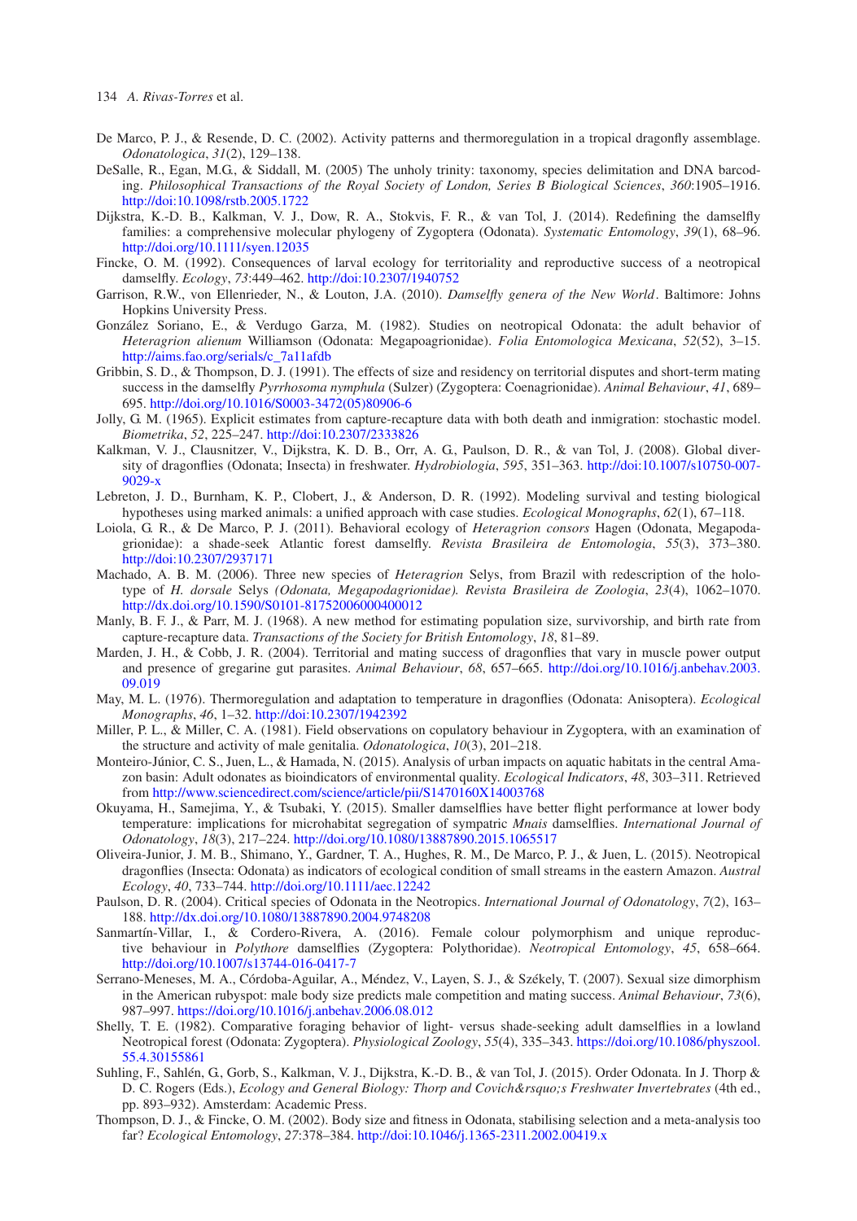De Marco, P. J., & Resende, D. C. (2002). Activity patterns and thermoregulation in a tropical dragonfly assemblage. *Odonatologica*, *31*(2), 129–138.

DeSalle, R., Egan, M.G., & Siddall, M. (2005) The unholy trinity: taxonomy, species delimitation and DNA barcoding. *Philosophical Transactions of the Royal Society of London, Series B Biological Sciences*, *360*:1905–1916. http://doi:10.1098/rstb.2005.1722

Dijkstra, K.-D. B., Kalkman, V. J., Dow, R. A., Stokvis, F. R., & van Tol, J. (2014). Redefining the damselfly families: a comprehensive molecular phylogeny of Zygoptera (Odonata). *Systematic Entomology*, *39*(1), 68–96. http://doi.org/10.1111/syen.12035

Fincke, O. M. (1992). Consequences of larval ecology for territoriality and reproductive success of a neotropical damselfly. *Ecology*, *73*:449–462. http://doi:10.2307/1940752

Garrison, R.W., von Ellenrieder, N., & Louton, J.A. (2010). *Damselfly genera of the New World*. Baltimore: Johns Hopkins University Press.

González Soriano, E., & Verdugo Garza, M. (1982). Studies on neotropical Odonata: the adult behavior of *Heteragrion alienum* Williamson (Odonata: Megapoagrionidae). *Folia Entomologica Mexicana*, *52*(52), 3–15. http://aims.fao.org/serials/c_7a11afdb

Gribbin, S. D., & Thompson, D. J. (1991). The effects of size and residency on territorial disputes and short-term mating success in the damselfly *Pyrrhosoma nymphula* (Sulzer) (Zygoptera: Coenagrionidae). *Animal Behaviour*, *41*, 689–695. http://doi.org/10.1016/S0003-3472(05)80906-6

Jolly, G. M. (1965). Explicit estimates from capture-recapture data with both death and inmigration: stochastic model. *Biometrika*, *52*, 225–247. http://doi:10.2307/2333826

Kalkman, V. J., Clausnitzer, V., Dijkstra, K. D. B., Orr, A. G., Paulson, D. R., & van Tol, J. (2008). Global diversity of dragonflies (Odonata; Insecta) in freshwater. *Hydrobiologia*, *595*, 351–363. http://doi:10.1007/s10750-007-9029-x

Lebreton, J. D., Burnham, K. P., Clobert, J., & Anderson, D. R. (1992). Modeling survival and testing biological hypotheses using marked animals: a unified approach with case studies. *Ecological Monographs*, *62*(1), 67–118.

Loiola, G. R., & De Marco, P. J. (2011). Behavioral ecology of *Heteragrion consors* Hagen (Odonata, Megapodagrionidae): a shade-seek Atlantic forest damselfly. *Revista Brasileira de Entomologia*, *55*(3), 373–380. http://doi:10.2307/2937171

Machado, A. B. M. (2006). Three new species of *Heteragrion* Selys, from Brazil with redescription of the holotype of *H. dorsale* Selys *(Odonata, Megapodagrionidae). Revista Brasileira de Zoologia*, *23*(4), 1062–1070. http://dx.doi.org/10.1590/S0101-81752006000400012

Manly, B. F. J., & Parr, M. J. (1968). A new method for estimating population size, survivorship, and birth rate from capture-recapture data. *Transactions of the Society for British Entomology*, *18*, 81–89.

Marden, J. H., & Cobb, J. R. (2004). Territorial and mating success of dragonflies that vary in muscle power output and presence of gregarine gut parasites. *Animal Behaviour*, *68*, 657–665. http://doi.org/10.1016/j.anbehav.2003.09.019

May, M. L. (1976). Thermoregulation and adaptation to temperature in dragonflies (Odonata: Anisoptera). *Ecological Monographs*, *46*, 1–32. http://doi:10.2307/1942392

Miller, P. L., & Miller, C. A. (1981). Field observations on copulatory behaviour in Zygoptera, with an examination of the structure and activity of male genitalia. *Odonatologica*, *10*(3), 201–218.

Monteiro-Júnior, C. S., Juen, L., & Hamada, N. (2015). Analysis of urban impacts on aquatic habitats in the central Amazon basin: Adult odonates as bioindicators of environmental quality. *Ecological Indicators*, *48*, 303–311. Retrieved from http://www.sciencedirect.com/science/article/pii/S1470160X14003768

Okuyama, H., Samejima, Y., & Tsubaki, Y. (2015). Smaller damselflies have better flight performance at lower body temperature: implications for microhabitat segregation of sympatric *Mnais* damselflies. *International Journal of Odonatology*, *18*(3), 217–224. http://doi.org/10.1080/13887890.2015.1065517

Oliveira-Junior, J. M. B., Shimano, Y., Gardner, T. A., Hughes, R. M., De Marco, P. J., & Juen, L. (2015). Neotropical dragonflies (Insecta: Odonata) as indicators of ecological condition of small streams in the eastern Amazon. *Austral Ecology*, *40*, 733–744. http://doi.org/10.1111/aec.12242

Paulson, D. R. (2004). Critical species of Odonata in the Neotropics. *International Journal of Odonatology*, *7*(2), 163–188. http://dx.doi.org/10.1080/13887890.2004.9748208

Sanmartín-Villar, I., & Cordero-Rivera, A. (2016). Female colour polymorphism and unique reproductive behaviour in *Polythore* damselflies (Zygoptera: Polythoridae). *Neotropical Entomology*, *45*, 658–664. http://doi.org/10.1007/s13744-016-0417-7

Serrano-Meneses, M. A., Córdoba-Aguilar, A., Méndez, V., Layen, S. J., & Székely, T. (2007). Sexual size dimorphism in the American rubyspot: male body size predicts male competition and mating success. *Animal Behaviour*, *73*(6), 987–997. https://doi.org/10.1016/j.anbehav.2006.08.012

Shelly, T. E. (1982). Comparative foraging behavior of light- versus shade-seeking adult damselflies in a lowland Neotropical forest (Odonata: Zygoptera). *Physiological Zoology*, *55*(4), 335–343. https://doi.org/10.1086/physzool.55.4.30155861

Suhling, F., Sahlén, G., Gorb, S., Kalkman, V. J., Dijkstra, K.-D. B., & van Tol, J. (2015). Order Odonata. In J. Thorp & D. C. Rogers (Eds.), *Ecology and General Biology: Thorp and Covich&rsquo;s Freshwater Invertebrates* (4th ed., pp. 893–932). Amsterdam: Academic Press.

Thompson, D. J., & Fincke, O. M. (2002). Body size and fitness in Odonata, stabilising selection and a meta-analysis too far? *Ecological Entomology*, *27*:378–384. http://doi:10.1046/j.1365-2311.2002.00419.x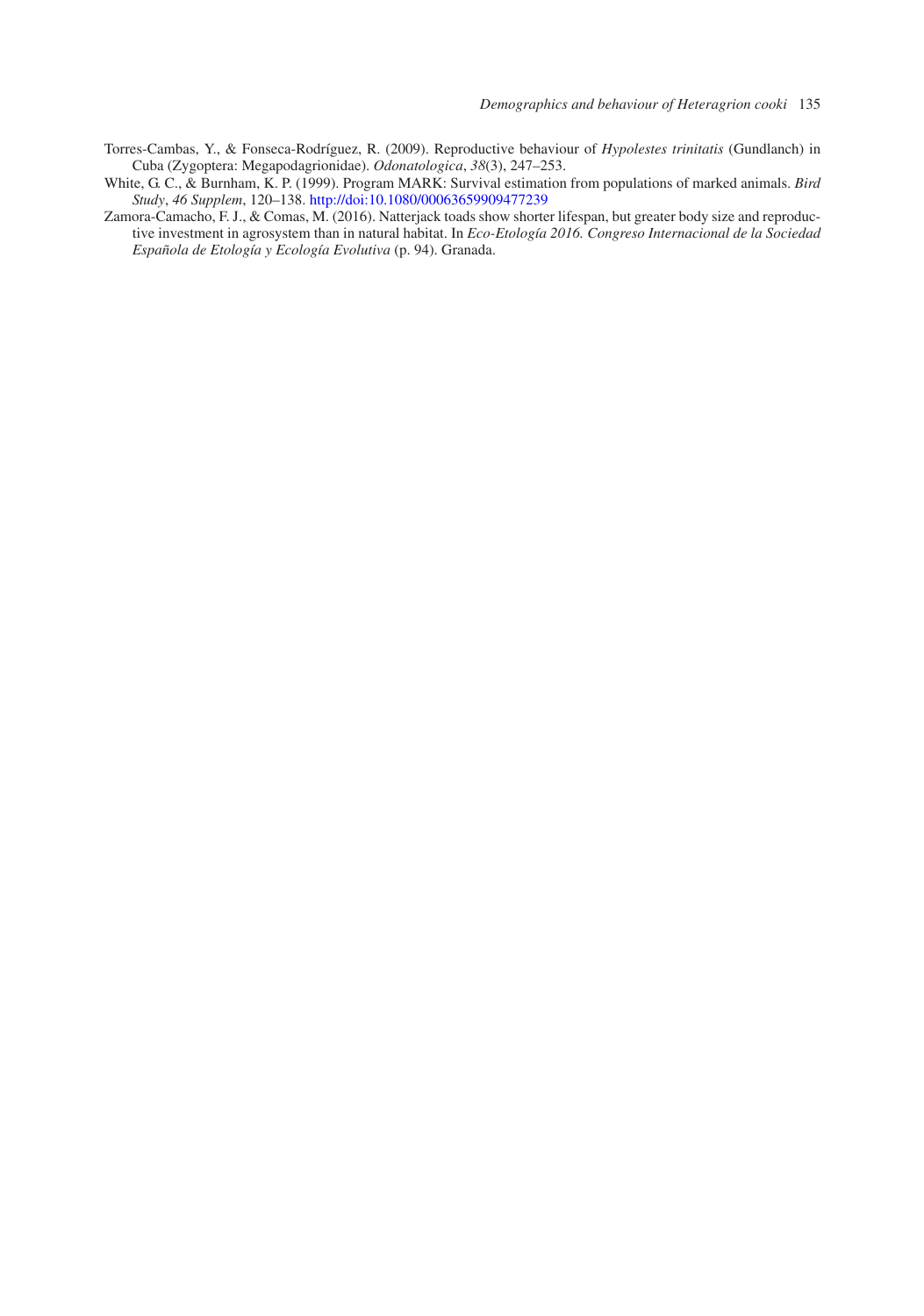Torres-Cambas, Y., & Fonseca-Rodríguez, R. (2009). Reproductive behaviour of *Hypolestes trinitatis* (Gundlanch) in Cuba (Zygoptera: Megapodagrionidae). *Odonatologica*, *38*(3), 247–253.

White, G. C., & Burnham, K. P. (1999). Program MARK: Survival estimation from populations of marked animals. *Bird Study*, *46 Supplem*, 120–138. http://doi:10.1080/00063659909477239

Zamora-Camacho, F. J., & Comas, M. (2016). Natterjack toads show shorter lifespan, but greater body size and reproductive investment in agrosystem than in natural habitat. In *Eco-Etología 2016. Congreso Internacional de la Sociedad Española de Etología y Ecología Evolutiva* (p. 94). Granada.